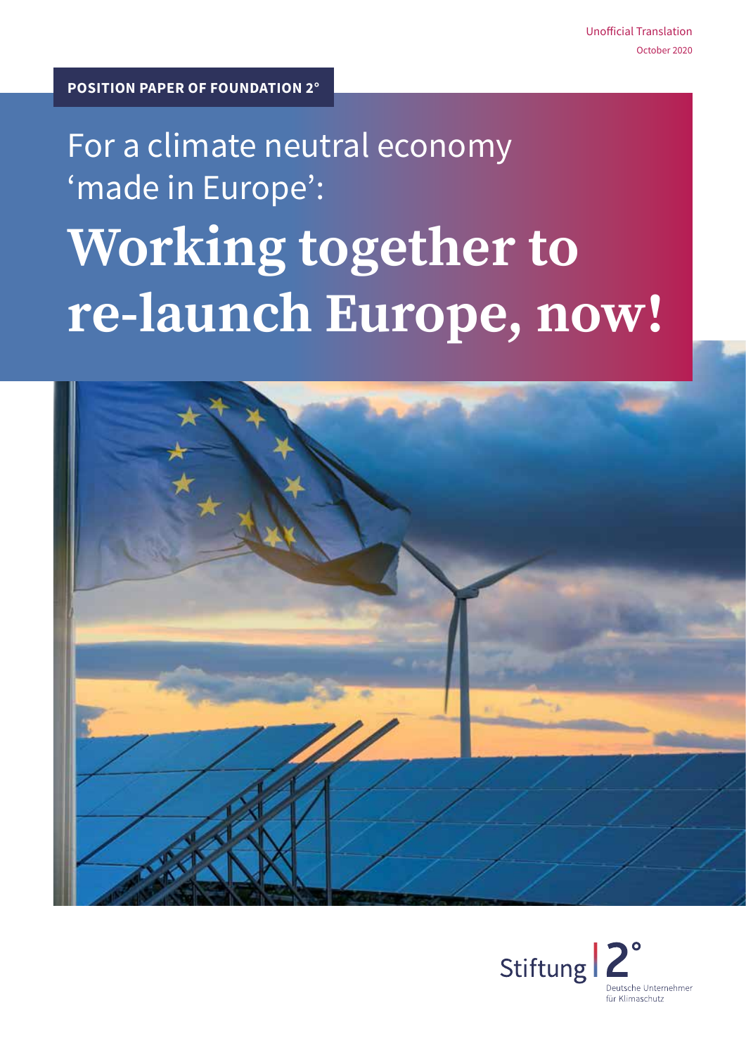Unofficial Translation

October 2020

**POSITION PAPER OF FOUNDATION 2°**

For a climate neutral economy 'made in Europe':

# Working together to re-launch Europe, now!

Stiftung 2°

Deutsche Unternehmer für Klimaschutz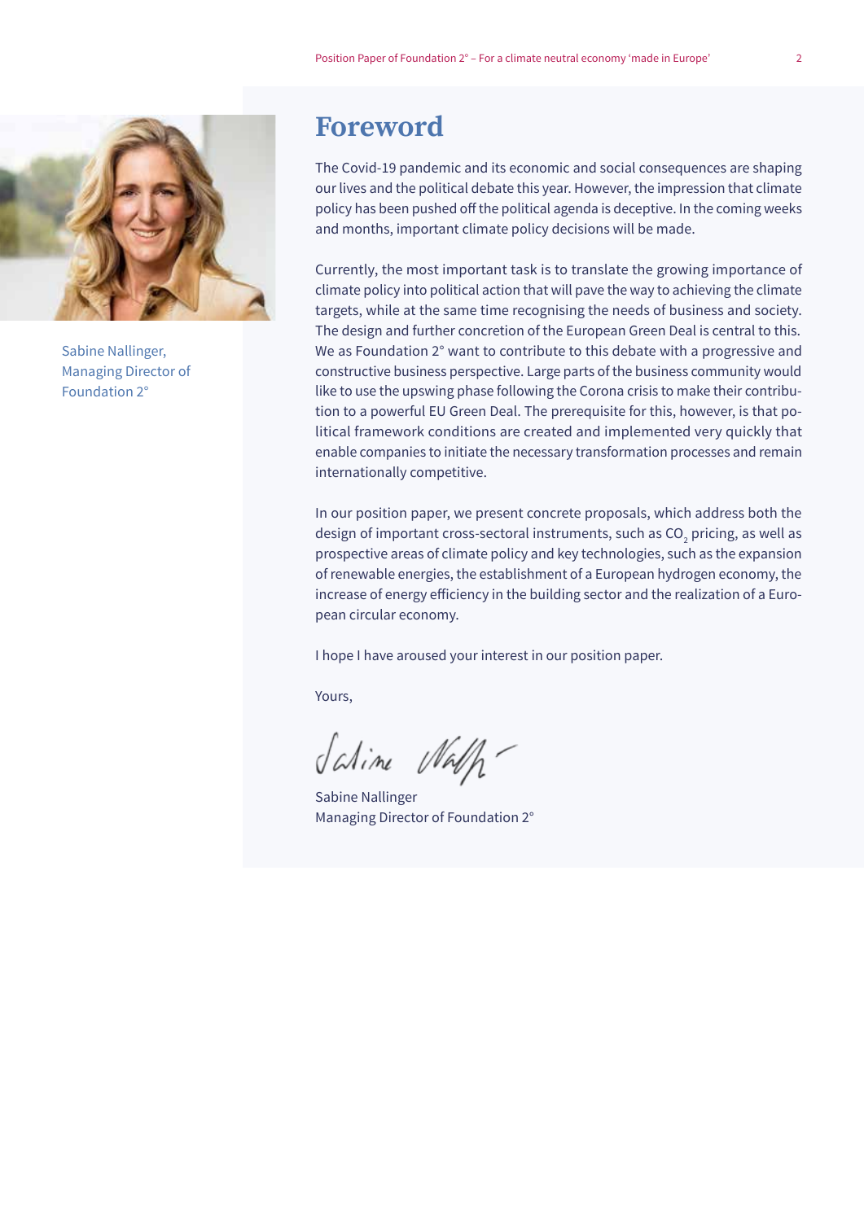Sabine Nallinger, Managing Director of Foundation 2°

# Foreword

The Covid-19 pandemic and its economic and social consequences are shaping our lives and the political debate this year. However, the impression that climate policy has been pushed off the political agenda is deceptive. In the coming weeks and months, important climate policy decisions will be made.

Currently, the most important task is to translate the growing importance of climate policy into political action that will pave the way to achieving the climate targets, while at the same time recognising the needs of business and society. The design and further concretion of the European Green Deal is central to this. We as Foundation 2° want to contribute to this debate with a progressive and constructive business perspective. Large parts of the business community would like to use the upswing phase following the Corona crisis to make their contribution to a powerful EU Green Deal. The prerequisite for this, however, is that political framework conditions are created and implemented very quickly that enable companies to initiate the necessary transformation processes and remain internationally competitive.

In our position paper, we present concrete proposals, which address both the design of important cross-sectoral instruments, such as $CO_2$ pricing, as well as prospective areas of climate policy and key technologies, such as the expansion of renewable energies, the establishment of a European hydrogen economy, the increase of energy efficiency in the building sector and the realization of a European circular economy.

I hope I have aroused your interest in our position paper.

Yours,

Sabine Nallinger
Managing Director of Foundation 2°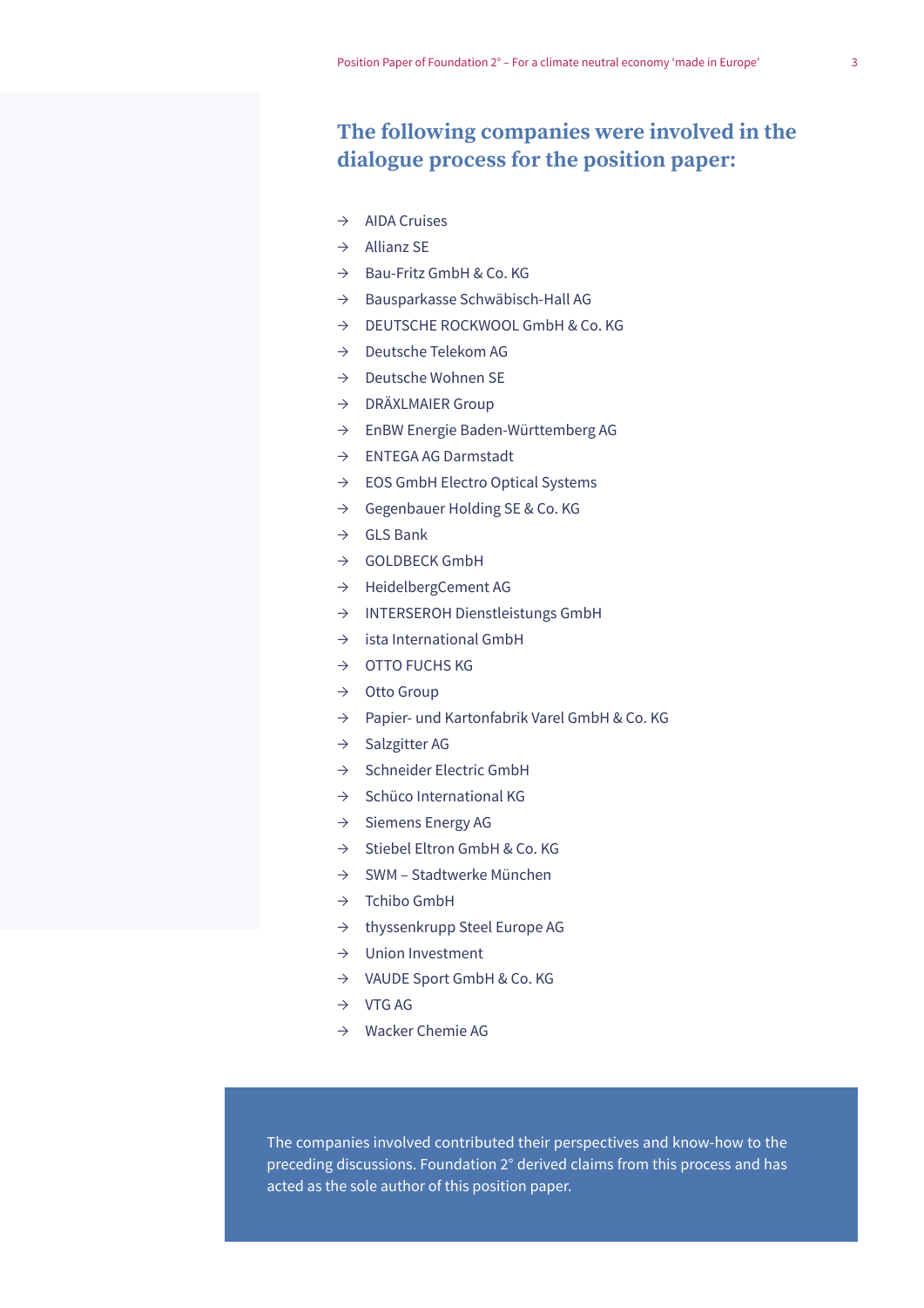## The following companies were involved in the dialogue process for the position paper:

- AIDA Cruises
- Allianz SE
- Bau-Fritz GmbH & Co. KG
- Bausparkasse Schwäbisch-Hall AG
- DEUTSCHE ROCKWOOL GmbH & Co. KG
- Deutsche Telekom AG
- Deutsche Wohnen SE
- DRÄXLMAIER Group
- EnBW Energie Baden-Württemberg AG
- ENTEGA AG Darmstadt
- EOS GmbH Electro Optical Systems
- Gegenbauer Holding SE & Co. KG
- GLS Bank
- GOLDBECK GmbH
- HeidelbergCement AG
- INTERSEROH Dienstleistungs GmbH
- ista International GmbH
- OTTO FUCHS KG
- Otto Group
- Papier- und Kartonfabrik Varel GmbH & Co. KG
- Salzgitter AG
- Schneider Electric GmbH
- Schüco International KG
- Siemens Energy AG
- Stiebel Eltron GmbH & Co. KG
- SWM – Stadtwerke München
- Tchibo GmbH
- thyssenkrupp Steel Europe AG
- Union Investment
- VAUDE Sport GmbH & Co. KG
- VTG AG
- Wacker Chemie AG

The companies involved contributed their perspectives and know-how to the preceding discussions. Foundation 2° derived claims from this process and has acted as the sole author of this position paper.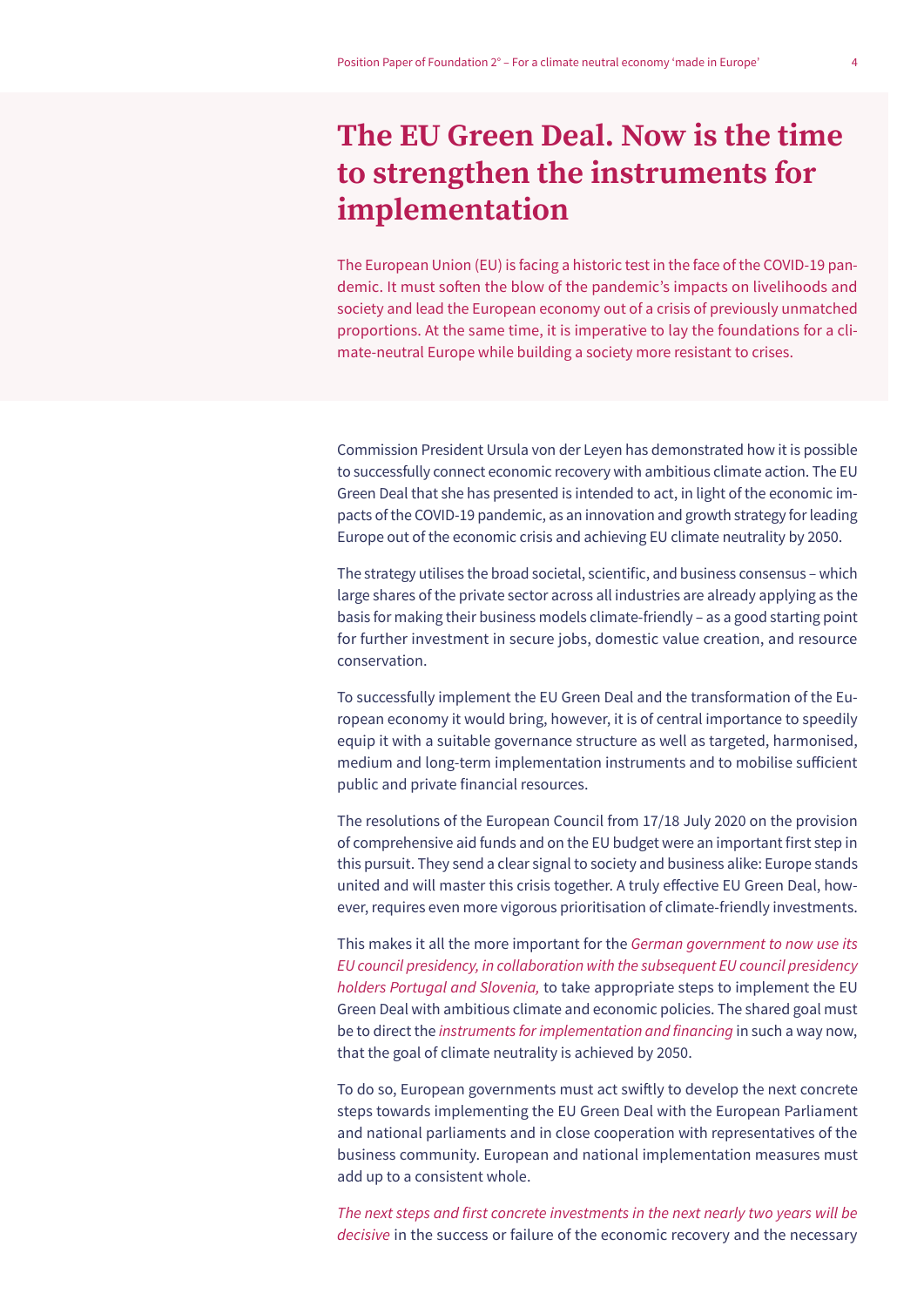# The EU Green Deal. Now is the time to strengthen the instruments for implementation

The European Union (EU) is facing a historic test in the face of the COVID-19 pandemic. It must soften the blow of the pandemic's impacts on livelihoods and society and lead the European economy out of a crisis of previously unmatched proportions. At the same time, it is imperative to lay the foundations for a climate-neutral Europe while building a society more resistant to crises.

Commission President Ursula von der Leyen has demonstrated how it is possible to successfully connect economic recovery with ambitious climate action. The EU Green Deal that she has presented is intended to act, in light of the economic impacts of the COVID-19 pandemic, as an innovation and growth strategy for leading Europe out of the economic crisis and achieving EU climate neutrality by 2050.

The strategy utilises the broad societal, scientific, and business consensus – which large shares of the private sector across all industries are already applying as the basis for making their business models climate-friendly – as a good starting point for further investment in secure jobs, domestic value creation, and resource conservation.

To successfully implement the EU Green Deal and the transformation of the European economy it would bring, however, it is of central importance to speedily equip it with a suitable governance structure as well as targeted, harmonised, medium and long-term implementation instruments and to mobilise sufficient public and private financial resources.

The resolutions of the European Council from 17/18 July 2020 on the provision of comprehensive aid funds and on the EU budget were an important first step in this pursuit. They send a clear signal to society and business alike: Europe stands united and will master this crisis together. A truly effective EU Green Deal, however, requires even more vigorous prioritisation of climate-friendly investments.

This makes it all the more important for the *German government to now use its EU council presidency, in collaboration with the subsequent EU council presidency holders Portugal and Slovenia,* to take appropriate steps to implement the EU Green Deal with ambitious climate and economic policies. The shared goal must be to direct the *instruments for implementation and financing* in such a way now, that the goal of climate neutrality is achieved by 2050.

To do so, European governments must act swiftly to develop the next concrete steps towards implementing the EU Green Deal with the European Parliament and national parliaments and in close cooperation with representatives of the business community. European and national implementation measures must add up to a consistent whole.

*The next steps and first concrete investments in the next nearly two years will be decisive* in the success or failure of the economic recovery and the necessary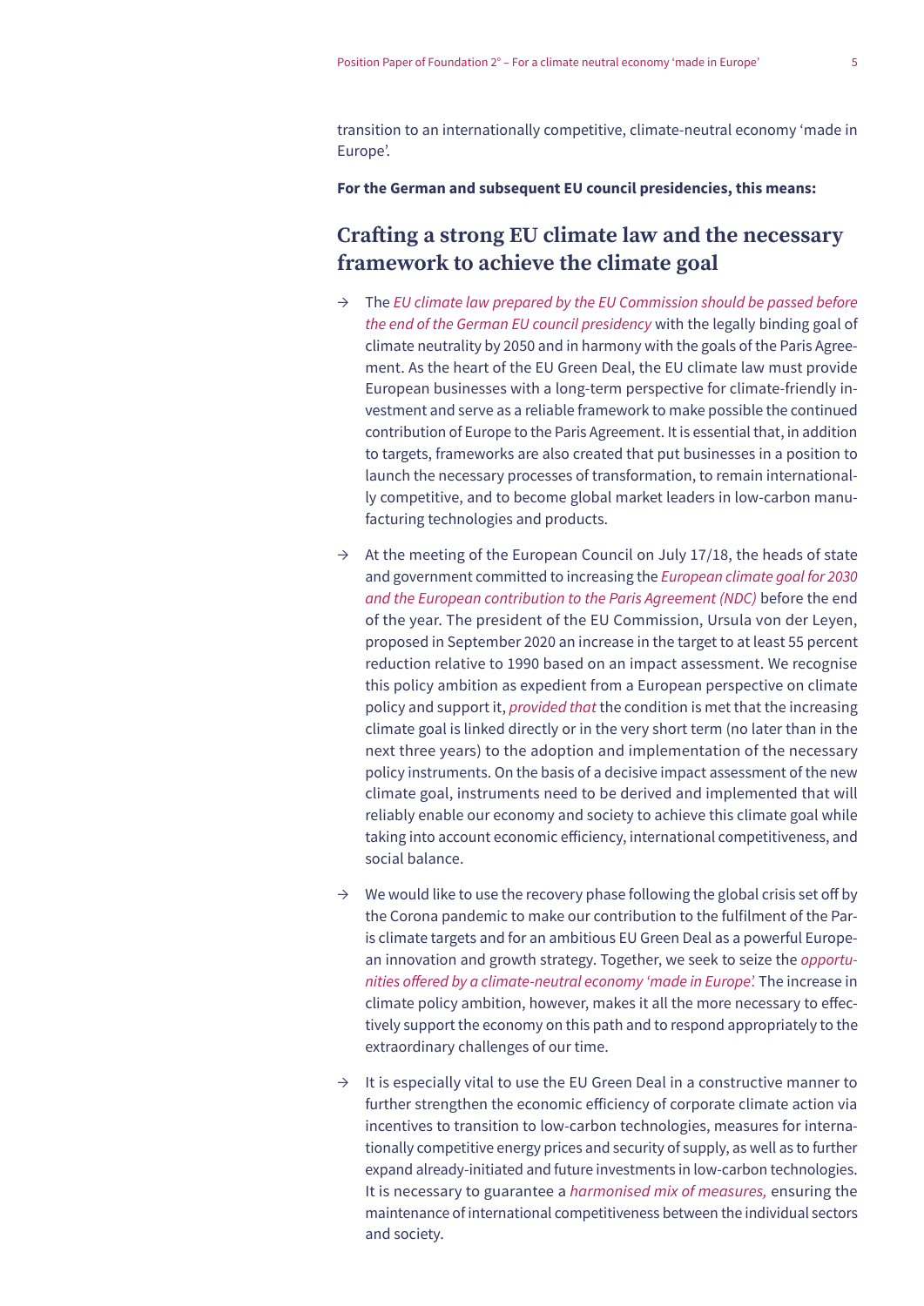transition to an internationally competitive, climate-neutral economy 'made in Europe'.

**For the German and subsequent EU council presidencies, this means:**

## Crafting a strong EU climate law and the necessary framework to achieve the climate goal

→ The *EU climate law prepared by the EU Commission should be passed before the end of the German EU council presidency* with the legally binding goal of climate neutrality by 2050 and in harmony with the goals of the Paris Agreement. As the heart of the EU Green Deal, the EU climate law must provide European businesses with a long-term perspective for climate-friendly investment and serve as a reliable framework to make possible the continued contribution of Europe to the Paris Agreement. It is essential that, in addition to targets, frameworks are also created that put businesses in a position to launch the necessary processes of transformation, to remain internationally competitive, and to become global market leaders in low-carbon manufacturing technologies and products.

→ At the meeting of the European Council on July 17/18, the heads of state and government committed to increasing the *European climate goal for 2030 and the European contribution to the Paris Agreement (NDC)* before the end of the year. The president of the EU Commission, Ursula von der Leyen, proposed in September 2020 an increase in the target to at least 55 percent reduction relative to 1990 based on an impact assessment. We recognise this policy ambition as expedient from a European perspective on climate policy and support it, *provided that* the condition is met that the increasing climate goal is linked directly or in the very short term (no later than in the next three years) to the adoption and implementation of the necessary policy instruments. On the basis of a decisive impact assessment of the new climate goal, instruments need to be derived and implemented that will reliably enable our economy and society to achieve this climate goal while taking into account economic efficiency, international competitiveness, and social balance.

→ We would like to use the recovery phase following the global crisis set off by the Corona pandemic to make our contribution to the fulfilment of the Paris climate targets and for an ambitious EU Green Deal as a powerful European innovation and growth strategy. Together, we seek to seize the *opportunities offered by a climate-neutral economy 'made in Europe'.* The increase in climate policy ambition, however, makes it all the more necessary to effectively support the economy on this path and to respond appropriately to the extraordinary challenges of our time.

→ It is especially vital to use the EU Green Deal in a constructive manner to further strengthen the economic efficiency of corporate climate action via incentives to transition to low-carbon technologies, measures for internationally competitive energy prices and security of supply, as well as to further expand already-initiated and future investments in low-carbon technologies. It is necessary to guarantee a *harmonised mix of measures,* ensuring the maintenance of international competitiveness between the individual sectors and society.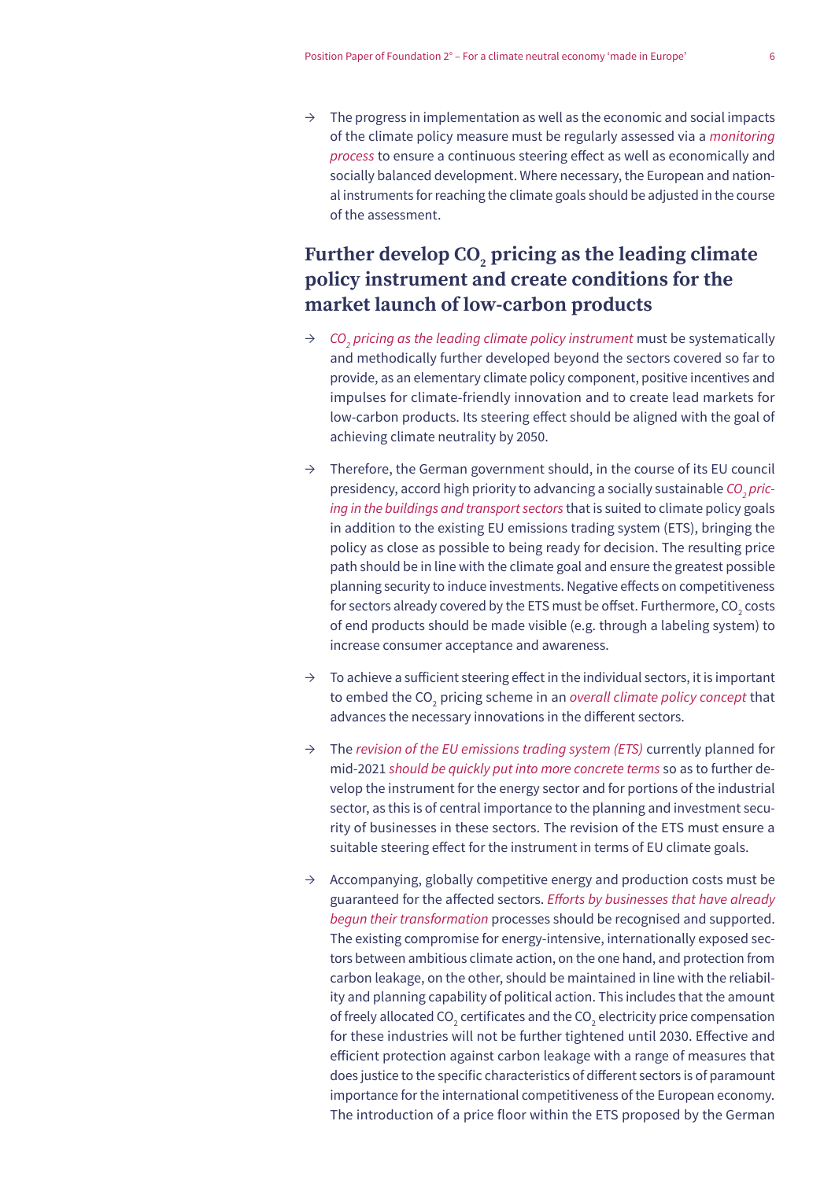- The progress in implementation as well as the economic and social impacts of the climate policy measure must be regularly assessed via a *monitoring process* to ensure a continuous steering effect as well as economically and socially balanced development. Where necessary, the European and national instruments for reaching the climate goals should be adjusted in the course of the assessment.

## Further develop $CO_2$ pricing as the leading climate policy instrument and create conditions for the market launch of low-carbon products

- *$CO_2$ pricing as the leading climate policy instrument* must be systematically and methodically further developed beyond the sectors covered so far to provide, as an elementary climate policy component, positive incentives and impulses for climate-friendly innovation and to create lead markets for low-carbon products. Its steering effect should be aligned with the goal of achieving climate neutrality by 2050.

- Therefore, the German government should, in the course of its EU council presidency, accord high priority to advancing a socially sustainable *$CO_2$ pricing in the buildings and transport sectors* that is suited to climate policy goals in addition to the existing EU emissions trading system (ETS), bringing the policy as close as possible to being ready for decision. The resulting price path should be in line with the climate goal and ensure the greatest possible planning security to induce investments. Negative effects on competitiveness for sectors already covered by the ETS must be offset. Furthermore, $CO_2$ costs of end products should be made visible (e.g. through a labeling system) to increase consumer acceptance and awareness.

- To achieve a sufficient steering effect in the individual sectors, it is important to embed the $CO_2$ pricing scheme in an *overall climate policy concept* that advances the necessary innovations in the different sectors.

- The *revision of the EU emissions trading system (ETS)* currently planned for mid-2021 *should be quickly put into more concrete terms* so as to further develop the instrument for the energy sector and for portions of the industrial sector, as this is of central importance to the planning and investment security of businesses in these sectors. The revision of the ETS must ensure a suitable steering effect for the instrument in terms of EU climate goals.

- Accompanying, globally competitive energy and production costs must be guaranteed for the affected sectors. *Efforts by businesses that have already begun their transformation* processes should be recognised and supported. The existing compromise for energy-intensive, internationally exposed sectors between ambitious climate action, on the one hand, and protection from carbon leakage, on the other, should be maintained in line with the reliability and planning capability of political action. This includes that the amount of freely allocated $CO_2$ certificates and the $CO_2$ electricity price compensation for these industries will not be further tightened until 2030. Effective and efficient protection against carbon leakage with a range of measures that does justice to the specific characteristics of different sectors is of paramount importance for the international competitiveness of the European economy. The introduction of a price floor within the ETS proposed by the German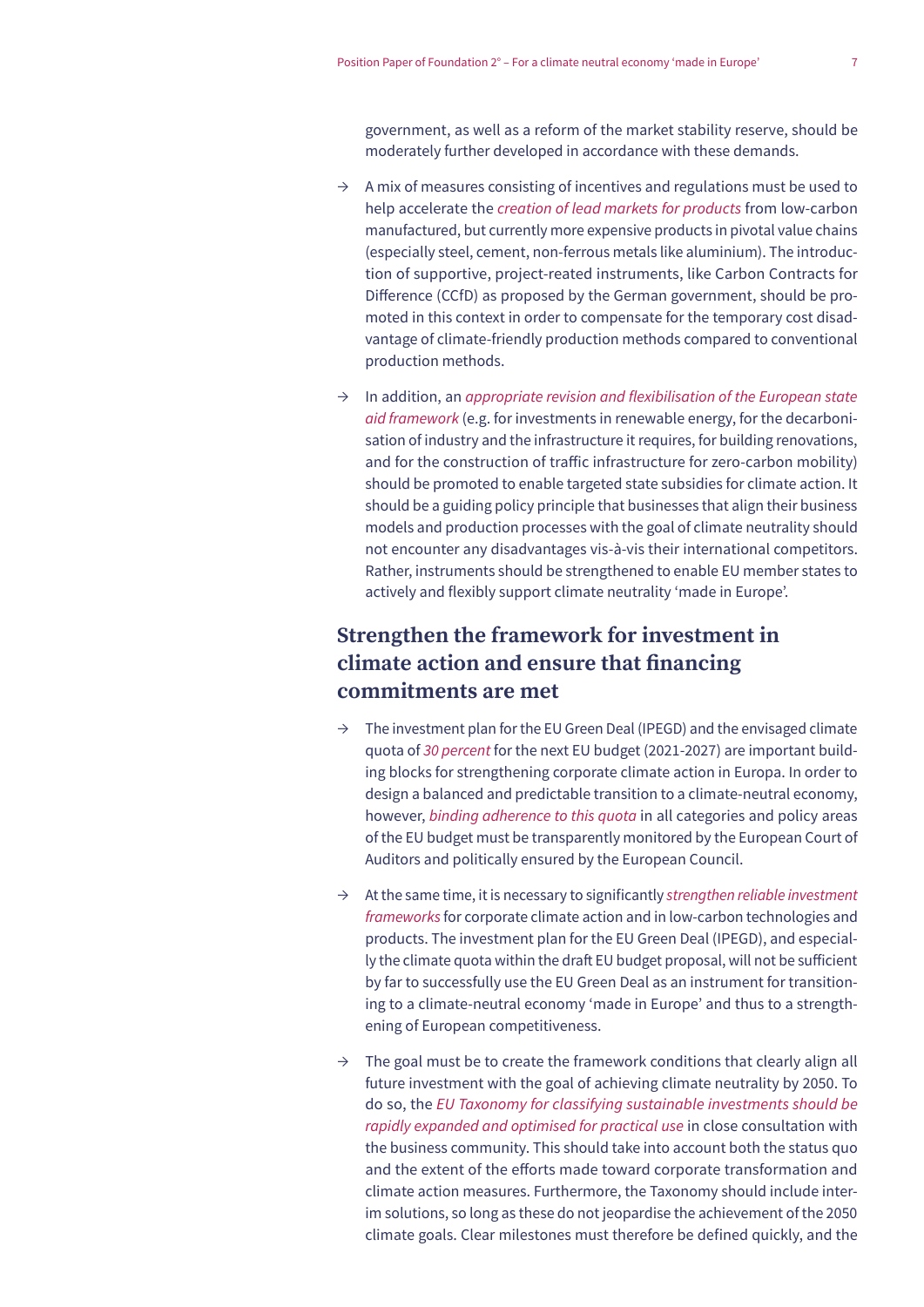government, as well as a reform of the market stability reserve, should be moderately further developed in accordance with these demands.

→ A mix of measures consisting of incentives and regulations must be used to help accelerate the *creation of lead markets for products* from low-carbon manufactured, but currently more expensive products in pivotal value chains (especially steel, cement, non-ferrous metals like aluminium). The introduction of supportive, project-reated instruments, like Carbon Contracts for Difference (CCfD) as proposed by the German government, should be promoted in this context in order to compensate for the temporary cost disadvantage of climate-friendly production methods compared to conventional production methods.

→ In addition, an *appropriate revision and flexibilisation of the European state aid framework* (e.g. for investments in renewable energy, for the decarbonisation of industry and the infrastructure it requires, for building renovations, and for the construction of traffic infrastructure for zero-carbon mobility) should be promoted to enable targeted state subsidies for climate action. It should be a guiding policy principle that businesses that align their business models and production processes with the goal of climate neutrality should not encounter any disadvantages vis-à-vis their international competitors. Rather, instruments should be strengthened to enable EU member states to actively and flexibly support climate neutrality 'made in Europe'.

## Strengthen the framework for investment in climate action and ensure that financing commitments are met

→ The investment plan for the EU Green Deal (IPEGD) and the envisaged climate quota of *30 percent* for the next EU budget (2021-2027) are important building blocks for strengthening corporate climate action in Europa. In order to design a balanced and predictable transition to a climate-neutral economy, however, *binding adherence to this quota* in all categories and policy areas of the EU budget must be transparently monitored by the European Court of Auditors and politically ensured by the European Council.

→ At the same time, it is necessary to significantly *strengthen reliable investment frameworks* for corporate climate action and in low-carbon technologies and products. The investment plan for the EU Green Deal (IPEGD), and especially the climate quota within the draft EU budget proposal, will not be sufficient by far to successfully use the EU Green Deal as an instrument for transitioning to a climate-neutral economy 'made in Europe' and thus to a strengthening of European competitiveness.

→ The goal must be to create the framework conditions that clearly align all future investment with the goal of achieving climate neutrality by 2050. To do so, the *EU Taxonomy for classifying sustainable investments should be rapidly expanded and optimised for practical use* in close consultation with the business community. This should take into account both the status quo and the extent of the efforts made toward corporate transformation and climate action measures. Furthermore, the Taxonomy should include interim solutions, so long as these do not jeopardise the achievement of the 2050 climate goals. Clear milestones must therefore be defined quickly, and the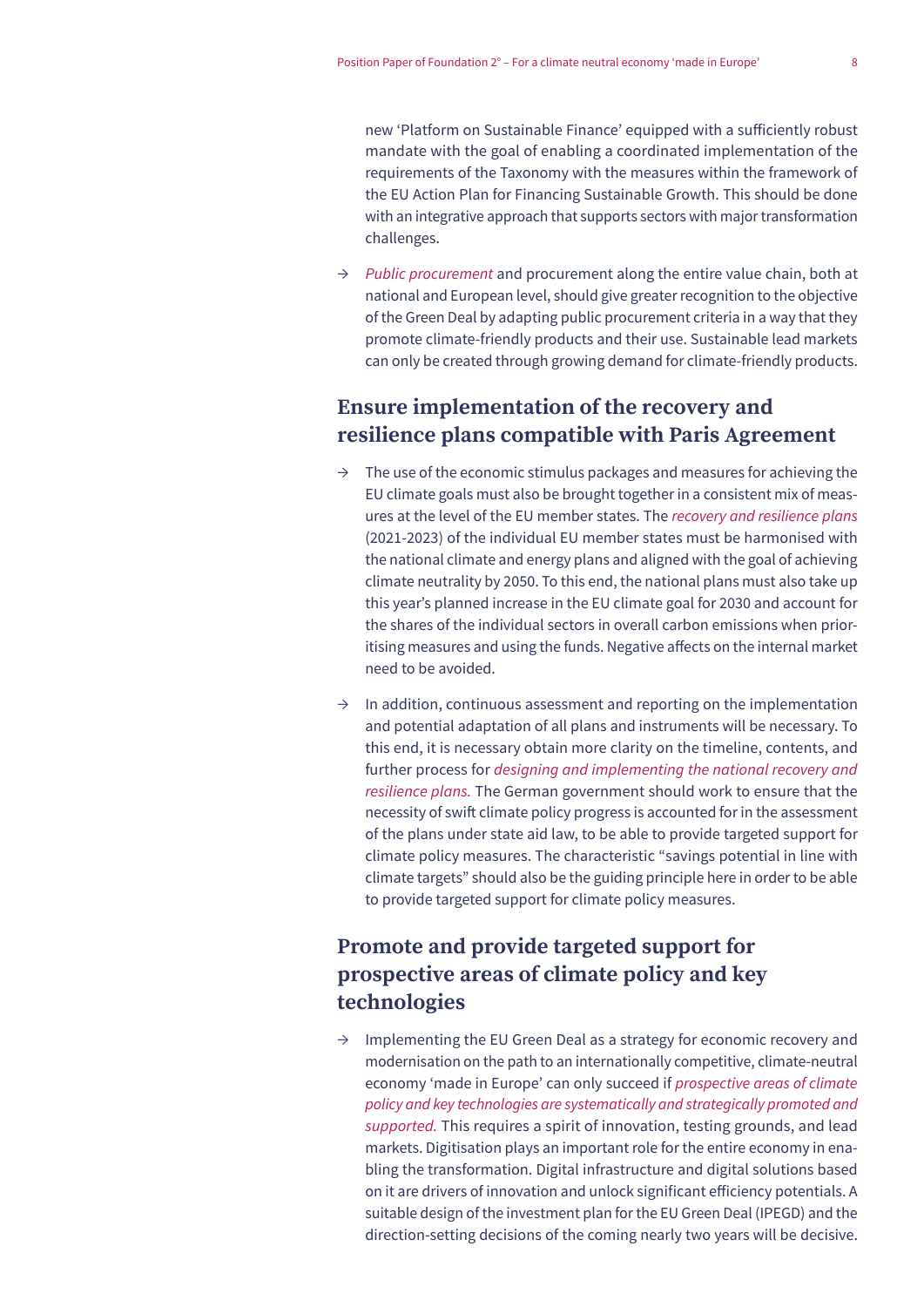new 'Platform on Sustainable Finance' equipped with a sufficiently robust mandate with the goal of enabling a coordinated implementation of the requirements of the Taxonomy with the measures within the framework of the EU Action Plan for Financing Sustainable Growth. This should be done with an integrative approach that supports sectors with major transformation challenges.

→ *Public procurement* and procurement along the entire value chain, both at national and European level, should give greater recognition to the objective of the Green Deal by adapting public procurement criteria in a way that they promote climate-friendly products and their use. Sustainable lead markets can only be created through growing demand for climate-friendly products.

## Ensure implementation of the recovery and resilience plans compatible with Paris Agreement

→ The use of the economic stimulus packages and measures for achieving the EU climate goals must also be brought together in a consistent mix of measures at the level of the EU member states. The *recovery and resilience plans* (2021-2023) of the individual EU member states must be harmonised with the national climate and energy plans and aligned with the goal of achieving climate neutrality by 2050. To this end, the national plans must also take up this year's planned increase in the EU climate goal for 2030 and account for the shares of the individual sectors in overall carbon emissions when prioritising measures and using the funds. Negative affects on the internal market need to be avoided.

→ In addition, continuous assessment and reporting on the implementation and potential adaptation of all plans and instruments will be necessary. To this end, it is necessary obtain more clarity on the timeline, contents, and further process for *designing and implementing the national recovery and resilience plans.* The German government should work to ensure that the necessity of swift climate policy progress is accounted for in the assessment of the plans under state aid law, to be able to provide targeted support for climate policy measures. The characteristic "savings potential in line with climate targets" should also be the guiding principle here in order to be able to provide targeted support for climate policy measures.

## Promote and provide targeted support for prospective areas of climate policy and key technologies

→ Implementing the EU Green Deal as a strategy for economic recovery and modernisation on the path to an internationally competitive, climate-neutral economy 'made in Europe' can only succeed if *prospective areas of climate policy and key technologies are systematically and strategically promoted and supported.* This requires a spirit of innovation, testing grounds, and lead markets. Digitisation plays an important role for the entire economy in enabling the transformation. Digital infrastructure and digital solutions based on it are drivers of innovation and unlock significant efficiency potentials. A suitable design of the investment plan for the EU Green Deal (IPEGD) and the direction-setting decisions of the coming nearly two years will be decisive.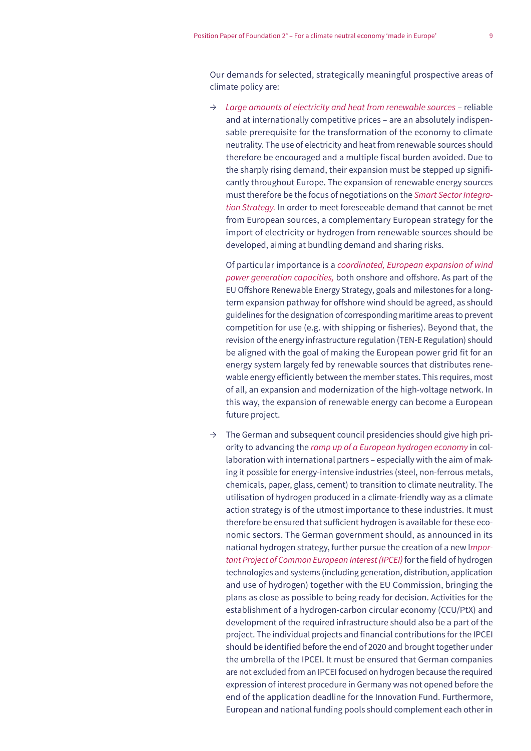Our demands for selected, strategically meaningful prospective areas of climate policy are:

- → *Large amounts of electricity and heat from renewable sources* – reliable and at internationally competitive prices – are an absolutely indispensable prerequisite for the transformation of the economy to climate neutrality. The use of electricity and heat from renewable sources should therefore be encouraged and a multiple fiscal burden avoided. Due to the sharply rising demand, their expansion must be stepped up significantly throughout Europe. The expansion of renewable energy sources must therefore be the focus of negotiations on the *Smart Sector Integration Strategy.* In order to meet foreseeable demand that cannot be met from European sources, a complementary European strategy for the import of electricity or hydrogen from renewable sources should be developed, aiming at bundling demand and sharing risks.

  Of particular importance is a *coordinated, European expansion of wind power generation capacities,* both onshore and offshore. As part of the EU Offshore Renewable Energy Strategy, goals and milestones for a long-term expansion pathway for offshore wind should be agreed, as should guidelines for the designation of corresponding maritime areas to prevent competition for use (e.g. with shipping or fisheries). Beyond that, the revision of the energy infrastructure regulation (TEN-E Regulation) should be aligned with the goal of making the European power grid fit for an energy system largely fed by renewable sources that distributes renewable energy efficiently between the member states. This requires, most of all, an expansion and modernization of the high-voltage network. In this way, the expansion of renewable energy can become a European future project.

- → The German and subsequent council presidencies should give high priority to advancing the *ramp up of a European hydrogen economy* in collaboration with international partners – especially with the aim of making it possible for energy-intensive industries (steel, non-ferrous metals, chemicals, paper, glass, cement) to transition to climate neutrality. The utilisation of hydrogen produced in a climate-friendly way as a climate action strategy is of the utmost importance to these industries. It must therefore be ensured that sufficient hydrogen is available for these economic sectors. The German government should, as announced in its national hydrogen strategy, further pursue the creation of a new I*mportant Project of Common European Interest (IPCEI)* for the field of hydrogen technologies and systems (including generation, distribution, application and use of hydrogen) together with the EU Commission, bringing the plans as close as possible to being ready for decision. Activities for the establishment of a hydrogen-carbon circular economy (CCU/PtX) and development of the required infrastructure should also be a part of the project. The individual projects and financial contributions for the IPCEI should be identified before the end of 2020 and brought together under the umbrella of the IPCEI. It must be ensured that German companies are not excluded from an IPCEI focused on hydrogen because the required expression of interest procedure in Germany was not opened before the end of the application deadline for the Innovation Fund. Furthermore, European and national funding pools should complement each other in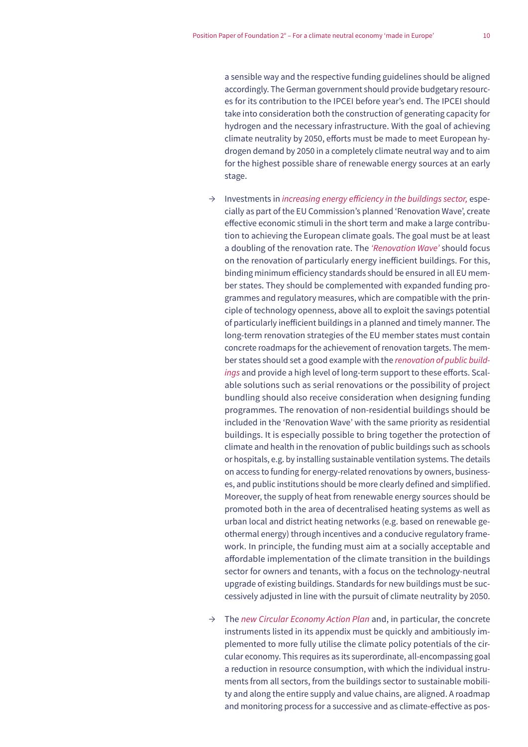a sensible way and the respective funding guidelines should be aligned accordingly. The German government should provide budgetary resources for its contribution to the IPCEI before year's end. The IPCEI should take into consideration both the construction of generating capacity for hydrogen and the necessary infrastructure. With the goal of achieving climate neutrality by 2050, efforts must be made to meet European hydrogen demand by 2050 in a completely climate neutral way and to aim for the highest possible share of renewable energy sources at an early stage.

→ Investments in *increasing energy efficiency in the buildings sector,* especially as part of the EU Commission's planned 'Renovation Wave', create effective economic stimuli in the short term and make a large contribution to achieving the European climate goals. The goal must be at least a doubling of the renovation rate. The *'Renovation Wave'* should focus on the renovation of particularly energy inefficient buildings. For this, binding minimum efficiency standards should be ensured in all EU member states. They should be complemented with expanded funding programmes and regulatory measures, which are compatible with the principle of technology openness, above all to exploit the savings potential of particularly inefficient buildings in a planned and timely manner. The long-term renovation strategies of the EU member states must contain concrete roadmaps for the achievement of renovation targets. The member states should set a good example with the *renovation of public buildings* and provide a high level of long-term support to these efforts. Scalable solutions such as serial renovations or the possibility of project bundling should also receive consideration when designing funding programmes. The renovation of non-residential buildings should be included in the 'Renovation Wave' with the same priority as residential buildings. It is especially possible to bring together the protection of climate and health in the renovation of public buildings such as schools or hospitals, e.g. by installing sustainable ventilation systems. The details on access to funding for energy-related renovations by owners, businesses, and public institutions should be more clearly defined and simplified. Moreover, the supply of heat from renewable energy sources should be promoted both in the area of decentralised heating systems as well as urban local and district heating networks (e.g. based on renewable geothermal energy) through incentives and a conducive regulatory framework. In principle, the funding must aim at a socially acceptable and affordable implementation of the climate transition in the buildings sector for owners and tenants, with a focus on the technology-neutral upgrade of existing buildings. Standards for new buildings must be successively adjusted in line with the pursuit of climate neutrality by 2050.

→ The *new Circular Economy Action Plan* and, in particular, the concrete instruments listed in its appendix must be quickly and ambitiously implemented to more fully utilise the climate policy potentials of the circular economy. This requires as its superordinate, all-encompassing goal a reduction in resource consumption, with which the individual instruments from all sectors, from the buildings sector to sustainable mobility and along the entire supply and value chains, are aligned. A roadmap and monitoring process for a successive and as climate-effective as pos-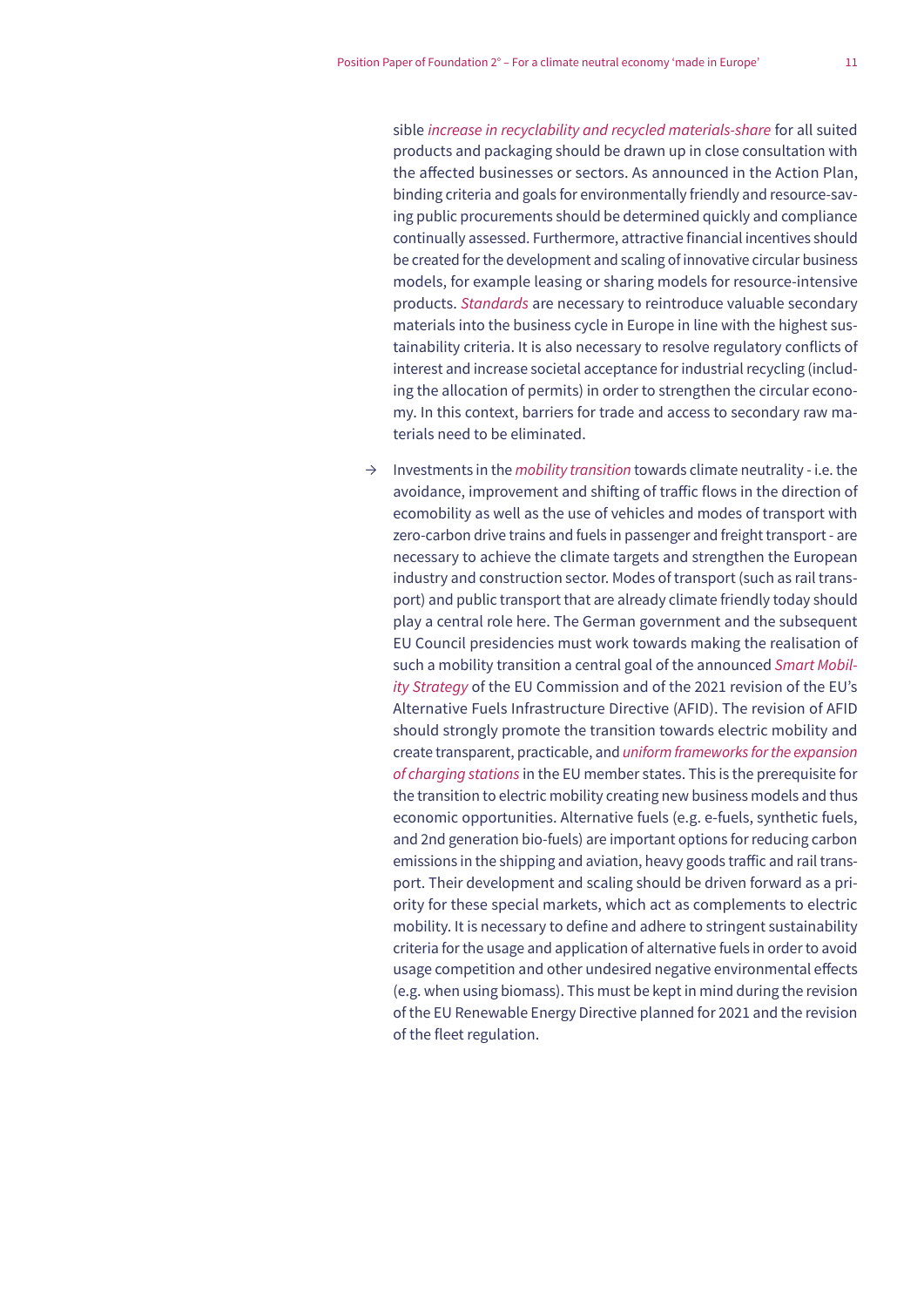sible *increase in recyclability and recycled materials-share* for all suited products and packaging should be drawn up in close consultation with the affected businesses or sectors. As announced in the Action Plan, binding criteria and goals for environmentally friendly and resource-saving public procurements should be determined quickly and compliance continually assessed. Furthermore, attractive financial incentives should be created for the development and scaling of innovative circular business models, for example leasing or sharing models for resource-intensive products. *Standards* are necessary to reintroduce valuable secondary materials into the business cycle in Europe in line with the highest sustainability criteria. It is also necessary to resolve regulatory conflicts of interest and increase societal acceptance for industrial recycling (including the allocation of permits) in order to strengthen the circular economy. In this context, barriers for trade and access to secondary raw materials need to be eliminated.

→ Investments in the *mobility transition* towards climate neutrality - i.e. the avoidance, improvement and shifting of traffic flows in the direction of ecomobility as well as the use of vehicles and modes of transport with zero-carbon drive trains and fuels in passenger and freight transport - are necessary to achieve the climate targets and strengthen the European industry and construction sector. Modes of transport (such as rail transport) and public transport that are already climate friendly today should play a central role here. The German government and the subsequent EU Council presidencies must work towards making the realisation of such a mobility transition a central goal of the announced *Smart Mobility Strategy* of the EU Commission and of the 2021 revision of the EU's Alternative Fuels Infrastructure Directive (AFID). The revision of AFID should strongly promote the transition towards electric mobility and create transparent, practicable, and *uniform frameworks for the expansion of charging stations* in the EU member states. This is the prerequisite for the transition to electric mobility creating new business models and thus economic opportunities. Alternative fuels (e.g. e-fuels, synthetic fuels, and 2nd generation bio-fuels) are important options for reducing carbon emissions in the shipping and aviation, heavy goods traffic and rail transport. Their development and scaling should be driven forward as a priority for these special markets, which act as complements to electric mobility. It is necessary to define and adhere to stringent sustainability criteria for the usage and application of alternative fuels in order to avoid usage competition and other undesired negative environmental effects (e.g. when using biomass). This must be kept in mind during the revision of the EU Renewable Energy Directive planned for 2021 and the revision of the fleet regulation.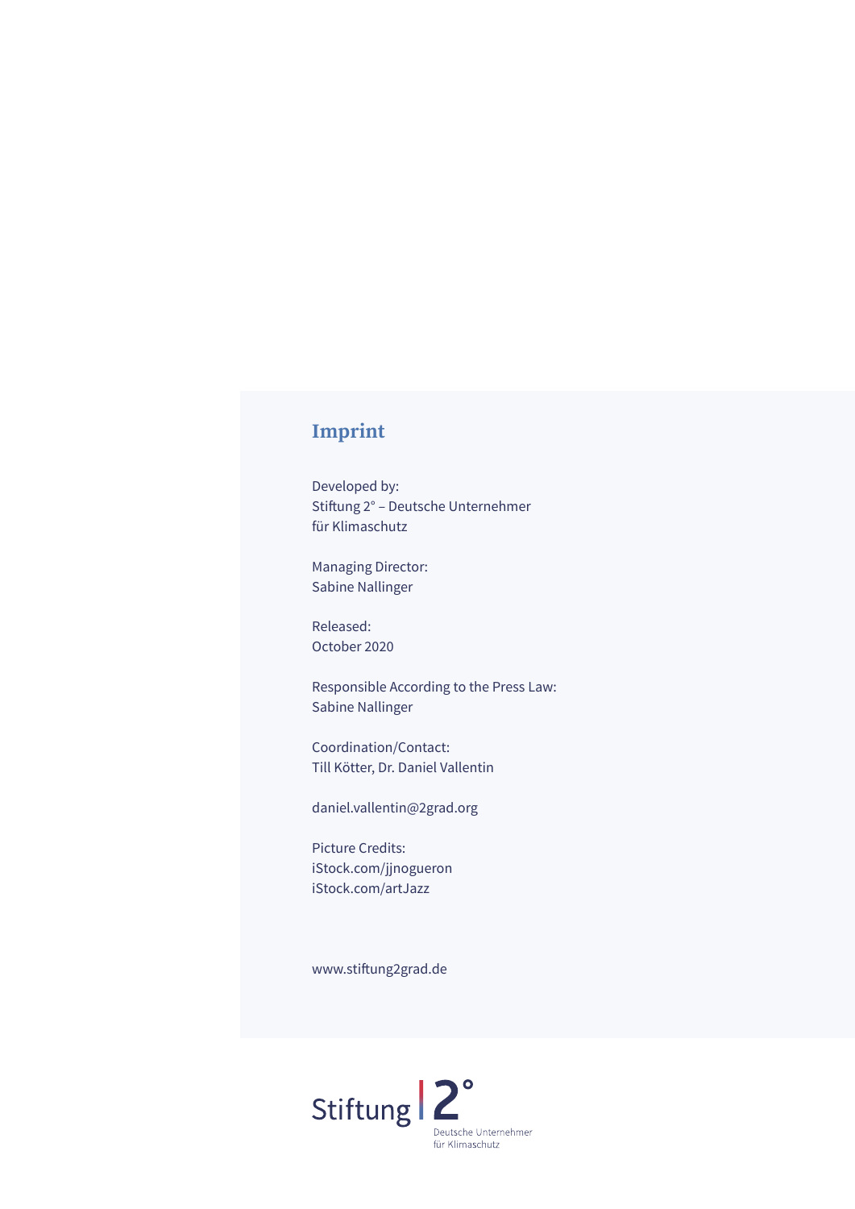## Imprint

Developed by:
Stiftung 2° – Deutsche Unternehmer
für Klimaschutz

Managing Director:
Sabine Nallinger

Released:
October 2020

Responsible According to the Press Law:
Sabine Nallinger

Coordination/Contact:
Till Kötter, Dr. Daniel Vallentin

daniel.vallentin@2grad.org

Picture Credits:
iStock.com/jjnogueron
iStock.com/artJazz

www.stiftung2grad.de

Stiftung 2°
Deutsche Unternehmer
für Klimaschutz